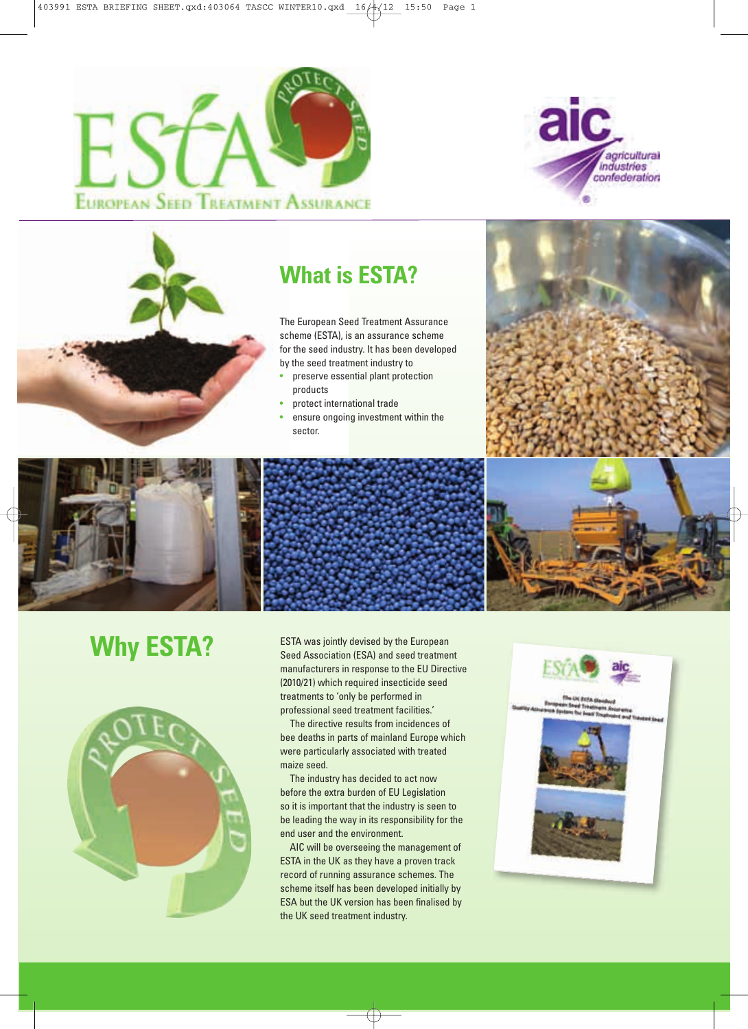## What is ESTA?

The European Seed Treatment Assurance scheme (ESTA), is an assurance scheme for the seed industry. It has been developed by the seed treatment industry to

- preserve essential plant protection products
- protect international trade
- ensure ongoing investment within the sector.

## Why ESTA?

ESTA was jointly devised by the European Seed Association (ESA) and seed treatment manufacturers in response to the EU Directive (2010/21) which required insecticide seed treatments to 'only be performed in professional seed treatment facilities.'

The directive results from incidences of bee deaths in parts of mainland Europe which were particularly associated with treated maize seed.

The industry has decided to act now before the extra burden of EU Legislation so it is important that the industry is seen to be leading the way in its responsibility for the end user and the environment.

AIC will be overseeing the management of ESTA in the UK as they have a proven track record of running assurance schemes. The scheme itself has been developed initially by ESA but the UK version has been finalised by the UK seed treatment industry.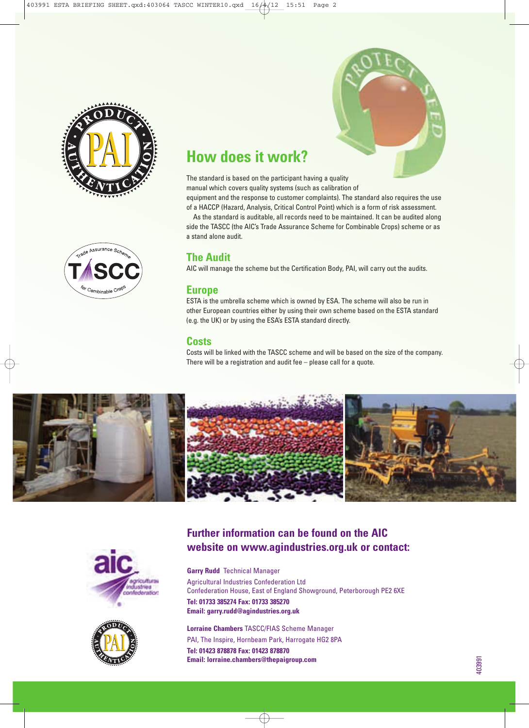## How does it work?

The standard is based on the participant having a quality manual which covers quality systems (such as calibration of equipment and the response to customer complaints). The standard also requires the use of a HACCP (Hazard, Analysis, Critical Control Point) which is a form of risk assessment.

As the standard is auditable, all records need to be maintained. It can be audited along side the TASCC (the AIC's Trade Assurance Scheme for Combinable Crops) scheme or as a stand alone audit.

## The Audit

AIC will manage the scheme but the Certification Body, PAI, will carry out the audits.

## Europe

ESTA is the umbrella scheme which is owned by ESA. The scheme will also be run in other European countries either by using their own scheme based on the ESTA standard (e.g. the UK) or by using the ESA's ESTA standard directly.

## Costs

Costs will be linked with the TASCC scheme and will be based on the size of the company. There will be a registration and audit fee – please call for a quote.

## Further information can be found on the AIC website on www.agindustries.org.uk or contact:

**Garry Rudd** Technical Manager
Agricultural Industries Confederation Ltd
Confederation House, East of England Showground, Peterborough PE2 6XE
**Tel: 01733 385274 Fax: 01733 385270**
**Email: garry.rudd@agindustries.org.uk**

**Lorraine Chambers** TASCC/FIAS Scheme Manager
PAI, The Inspire, Hornbeam Park, Harrogate HG2 8PA
**Tel: 01423 878878 Fax: 01423 878870**
**Email: lorraine.chambers@thepaigroup.com**

403991